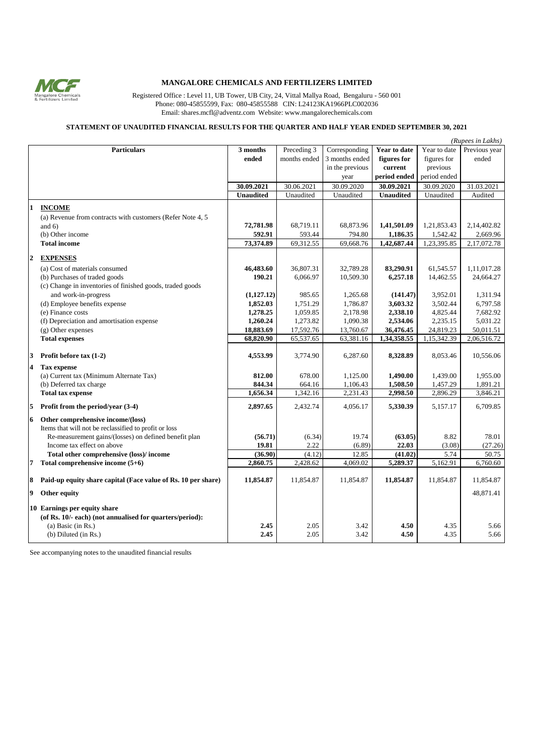# MANGALORE CHEMICALS AND FERTILIZERS LIMITED

Registered Office : Level 11, UB Tower, UB City, 24, Vittal Mallya Road, Bengaluru - 560 001
Phone: 080-45855599, Fax: 080-45855588 CIN: L24123KA1966PLC002036
Email: shares.mcfl@adventz.com Website: www.mangalorechemicals.com

## STATEMENT OF UNAUDITED FINANCIAL RESULTS FOR THE QUARTER AND HALF YEAR ENDED SEPTEMBER 30, 2021

*(Rupees in Lakhs)*

| | Particulars | 3 months ended | Preceding 3 months ended | Corresponding 3 months ended in the previous year | Year to date figures for current period ended | Year to date figures for previous period ended | Previous year ended |
|---|---|---|---|---|---|---|---|
| | | **30.09.2021** | 30.06.2021 | 30.09.2020 | **30.09.2021** | 30.09.2020 | 31.03.2021 |
| | | **Unaudited** | Unaudited | Unaudited | **Unaudited** | Unaudited | Audited |
| **1** | **INCOME** | | | | | | |
| | (a) Revenue from contracts with customers (Refer Note 4, 5 and 6) | **72,781.98** | 68,719.11 | 68,873.96 | **1,41,501.09** | 1,21,853.43 | 2,14,402.82 |
| | (b) Other income | **592.91** | 593.44 | 794.80 | **1,186.35** | 1,542.42 | 2,669.96 |
| | **Total income** | **73,374.89** | 69,312.55 | 69,668.76 | **1,42,687.44** | 1,23,395.85 | 2,17,072.78 |
| **2** | **EXPENSES** | | | | | | |
| | (a) Cost of materials consumed | **46,483.60** | 36,807.31 | 32,789.28 | **83,290.91** | 61,545.57 | 1,11,017.28 |
| | (b) Purchases of traded goods | **190.21** | 6,066.97 | 10,509.30 | **6,257.18** | 14,462.55 | 24,664.27 |
| | (c) Change in inventories of finished goods, traded goods and work-in-progress | **(1,127.12)** | 985.65 | 1,265.68 | **(141.47)** | 3,952.01 | 1,311.94 |
| | (d) Employee benefits expense | **1,852.03** | 1,751.29 | 1,786.87 | **3,603.32** | 3,502.44 | 6,797.58 |
| | (e) Finance costs | **1,278.25** | 1,059.85 | 2,178.98 | **2,338.10** | 4,825.44 | 7,682.92 |
| | (f) Depreciation and amortisation expense | **1,260.24** | 1,273.82 | 1,090.38 | **2,534.06** | 2,235.15 | 5,031.22 |
| | (g) Other expenses | **18,883.69** | 17,592.76 | 13,760.67 | **36,476.45** | 24,819.23 | 50,011.51 |
| | **Total expenses** | **68,820.90** | 65,537.65 | 63,381.16 | **1,34,358.55** | 1,15,342.39 | 2,06,516.72 |
| **3** | **Profit before tax (1-2)** | **4,553.99** | 3,774.90 | 6,287.60 | **8,328.89** | 8,053.46 | 10,556.06 |
| **4** | **Tax expense** | | | | | | |
| | (a) Current tax (Minimum Alternate Tax) | **812.00** | 678.00 | 1,125.00 | **1,490.00** | 1,439.00 | 1,955.00 |
| | (b) Deferred tax charge | **844.34** | 664.16 | 1,106.43 | **1,508.50** | 1,457.29 | 1,891.21 |
| | **Total tax expense** | **1,656.34** | 1,342.16 | 2,231.43 | **2,998.50** | 2,896.29 | 3,846.21 |
| **5** | **Profit from the period/year (3-4)** | **2,897.65** | 2,432.74 | 4,056.17 | **5,330.39** | 5,157.17 | 6,709.85 |
| **6** | **Other comprehensive income/(loss)** | | | | | | |
| | Items that will not be reclassified to profit or loss | | | | | | |
| | Re-measurement gains/(losses) on defined benefit plan | **(56.71)** | (6.34) | 19.74 | **(63.05)** | 8.82 | 78.01 |
| | Income tax effect on above | **19.81** | 2.22 | (6.89) | **22.03** | (3.08) | (27.26) |
| | **Total other comprehensive (loss)/ income** | **(36.90)** | (4.12) | 12.85 | **(41.02)** | 5.74 | 50.75 |
| **7** | **Total comprehensive income (5+6)** | **2,860.75** | 2,428.62 | 4,069.02 | **5,289.37** | 5,162.91 | 6,760.60 |
| **8** | **Paid-up equity share capital (Face value of Rs. 10 per share)** | **11,854.87** | 11,854.87 | 11,854.87 | **11,854.87** | 11,854.87 | 11,854.87 |
| **9** | **Other equity** | | | | | | 48,871.41 |
| **10** | **Earnings per equity share** | | | | | | |
| | **(of Rs. 10/- each) (not annualised for quarters/period):** | | | | | | |
| | (a) Basic (in Rs.) | **2.45** | 2.05 | 3.42 | **4.50** | 4.35 | 5.66 |
| | (b) Diluted (in Rs.) | **2.45** | 2.05 | 3.42 | **4.50** | 4.35 | 5.66 |

See accompanying notes to the unaudited financial results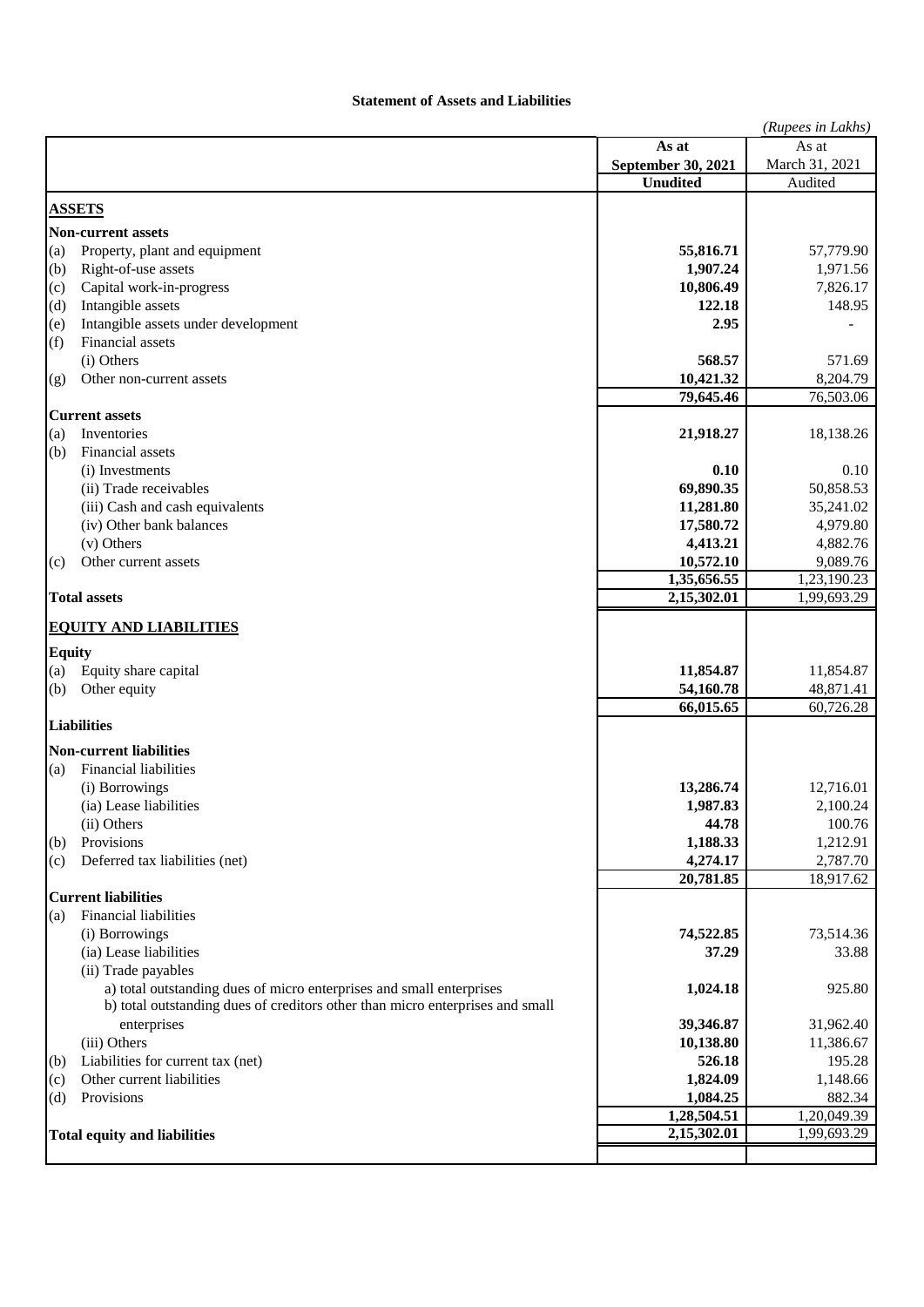**Statement of Assets and Liabilities**

*(Rupees in Lakhs)*

| | As at September 30, 2021 | As at March 31, 2021 |
|---|---|---|
| | **Unudited** | Audited |
| **ASSETS** | | |
| **Non-current assets** | | |
| (a) Property, plant and equipment | **55,816.71** | 57,779.90 |
| (b) Right-of-use assets | **1,907.24** | 1,971.56 |
| (c) Capital work-in-progress | **10,806.49** | 7,826.17 |
| (d) Intangible assets | **122.18** | 148.95 |
| (e) Intangible assets under development | **2.95** | - |
| (f) Financial assets | | |
| (i) Others | **568.57** | 571.69 |
| (g) Other non-current assets | **10,421.32** | 8,204.79 |
| | **79,645.46** | 76,503.06 |
| **Current assets** | | |
| (a) Inventories | **21,918.27** | 18,138.26 |
| (b) Financial assets | | |
| (i) Investments | **0.10** | 0.10 |
| (ii) Trade receivables | **69,890.35** | 50,858.53 |
| (iii) Cash and cash equivalents | **11,281.80** | 35,241.02 |
| (iv) Other bank balances | **17,580.72** | 4,979.80 |
| (v) Others | **4,413.21** | 4,882.76 |
| (c) Other current assets | **10,572.10** | 9,089.76 |
| | **1,35,656.55** | 1,23,190.23 |
| **Total assets** | **2,15,302.01** | 1,99,693.29 |
| **EQUITY AND LIABILITIES** | | |
| **Equity** | | |
| (a) Equity share capital | **11,854.87** | 11,854.87 |
| (b) Other equity | **54,160.78** | 48,871.41 |
| | **66,015.65** | 60,726.28 |
| **Liabilities** | | |
| **Non-current liabilities** | | |
| (a) Financial liabilities | | |
| (i) Borrowings | **13,286.74** | 12,716.01 |
| (ia) Lease liabilities | **1,987.83** | 2,100.24 |
| (ii) Others | **44.78** | 100.76 |
| (b) Provisions | **1,188.33** | 1,212.91 |
| (c) Deferred tax liabilities (net) | **4,274.17** | 2,787.70 |
| | **20,781.85** | 18,917.62 |
| **Current liabilities** | | |
| (a) Financial liabilities | | |
| (i) Borrowings | **74,522.85** | 73,514.36 |
| (ia) Lease liabilities | **37.29** | 33.88 |
| (ii) Trade payables | | |
| a) total outstanding dues of micro enterprises and small enterprises | **1,024.18** | 925.80 |
| b) total outstanding dues of creditors other than micro enterprises and small enterprises | **39,346.87** | 31,962.40 |
| (iii) Others | **10,138.80** | 11,386.67 |
| (b) Liabilities for current tax (net) | **526.18** | 195.28 |
| (c) Other current liabilities | **1,824.09** | 1,148.66 |
| (d) Provisions | **1,084.25** | 882.34 |
| | **1,28,504.51** | 1,20,049.39 |
| **Total equity and liabilities** | **2,15,302.01** | 1,99,693.29 |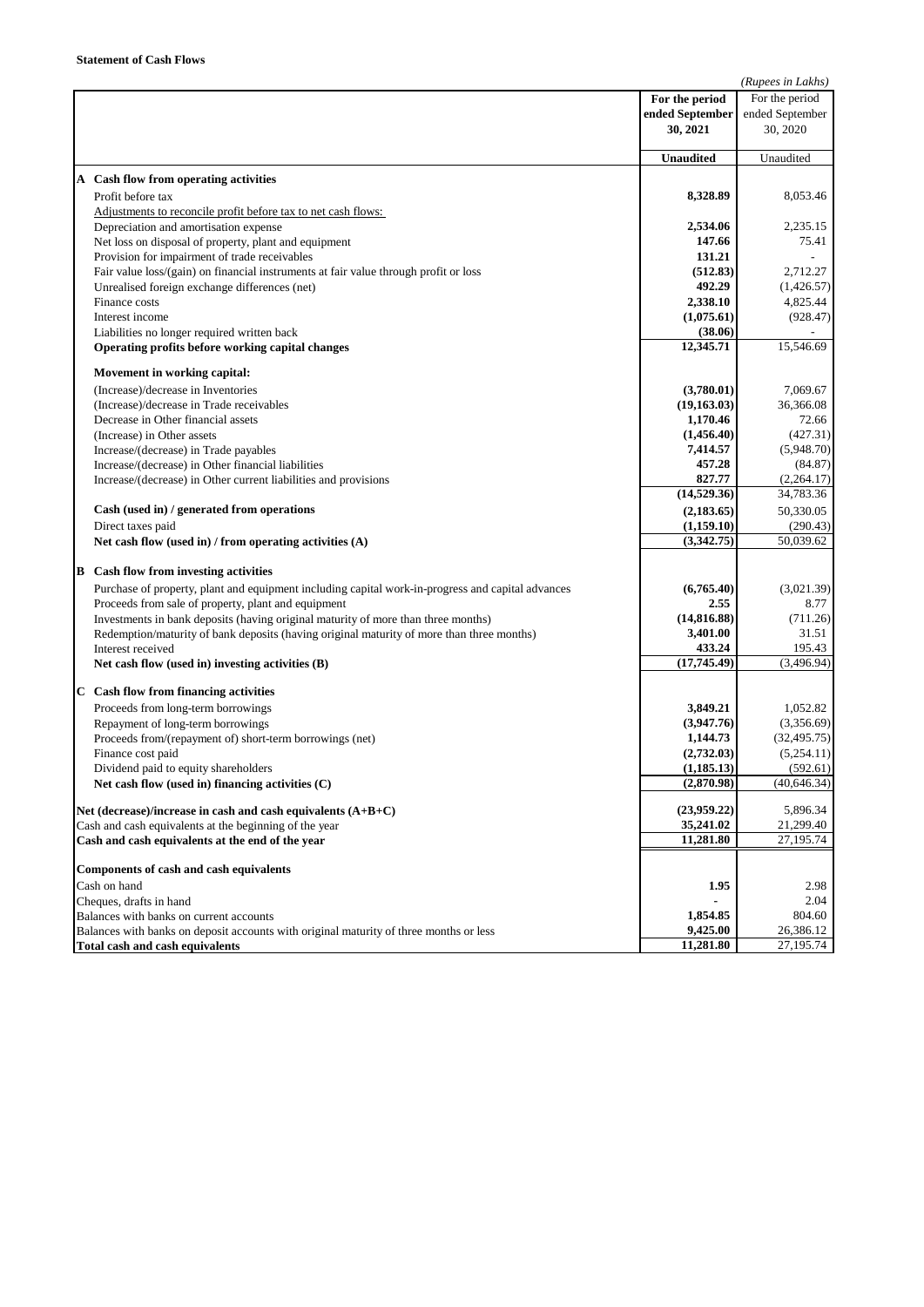**Statement of Cash Flows**

*(Rupees in Lakhs)*

| | **For the period ended September 30, 2021** | For the period ended September 30, 2020 |
|---|---|---|
| | **Unaudited** | Unaudited |
| **A Cash flow from operating activities** | | |
| Profit before tax | **8,328.89** | 8,053.46 |
| Adjustments to reconcile profit before tax to net cash flows: | | |
| Depreciation and amortisation expense | **2,534.06** | 2,235.15 |
| Net loss on disposal of property, plant and equipment | **147.66** | 75.41 |
| Provision for impairment of trade receivables | **131.21** | - |
| Fair value loss/(gain) on financial instruments at fair value through profit or loss | **(512.83)** | 2,712.27 |
| Unrealised foreign exchange differences (net) | **492.29** | (1,426.57) |
| Finance costs | **2,338.10** | 4,825.44 |
| Interest income | **(1,075.61)** | (928.47) |
| Liabilities no longer required written back | **(38.06)** | - |
| **Operating profits before working capital changes** | **12,345.71** | 15,546.69 |
| **Movement in working capital:** | | |
| (Increase)/decrease in Inventories | **(3,780.01)** | 7,069.67 |
| (Increase)/decrease in Trade receivables | **(19,163.03)** | 36,366.08 |
| Decrease in Other financial assets | **1,170.46** | 72.66 |
| (Increase) in Other assets | **(1,456.40)** | (427.31) |
| Increase/(decrease) in Trade payables | **7,414.57** | (5,948.70) |
| Increase/(decrease) in Other financial liabilities | **457.28** | (84.87) |
| Increase/(decrease) in Other current liabilities and provisions | **827.77** | (2,264.17) |
| | **(14,529.36)** | 34,783.36 |
| **Cash (used in) / generated from operations** | **(2,183.65)** | 50,330.05 |
| Direct taxes paid | **(1,159.10)** | (290.43) |
| **Net cash flow (used in) / from operating activities (A)** | **(3,342.75)** | 50,039.62 |
| **B Cash flow from investing activities** | | |
| Purchase of property, plant and equipment including capital work-in-progress and capital advances | **(6,765.40)** | (3,021.39) |
| Proceeds from sale of property, plant and equipment | **2.55** | 8.77 |
| Investments in bank deposits (having original maturity of more than three months) | **(14,816.88)** | (711.26) |
| Redemption/maturity of bank deposits (having original maturity of more than three months) | **3,401.00** | 31.51 |
| Interest received | **433.24** | 195.43 |
| **Net cash flow (used in) investing activities (B)** | **(17,745.49)** | (3,496.94) |
| **C Cash flow from financing activities** | | |
| Proceeds from long-term borrowings | **3,849.21** | 1,052.82 |
| Repayment of long-term borrowings | **(3,947.76)** | (3,356.69) |
| Proceeds from/(repayment of) short-term borrowings (net) | **1,144.73** | (32,495.75) |
| Finance cost paid | **(2,732.03)** | (5,254.11) |
| Dividend paid to equity shareholders | **(1,185.13)** | (592.61) |
| **Net cash flow (used in) financing activities (C)** | **(2,870.98)** | (40,646.34) |
| **Net (decrease)/increase in cash and cash equivalents (A+B+C)** | **(23,959.22)** | 5,896.34 |
| Cash and cash equivalents at the beginning of the year | **35,241.02** | 21,299.40 |
| **Cash and cash equivalents at the end of the year** | **11,281.80** | 27,195.74 |
| **Components of cash and cash equivalents** | | |
| Cash on hand | **1.95** | 2.98 |
| Cheques, drafts in hand | **-** | 2.04 |
| Balances with banks on current accounts | **1,854.85** | 804.60 |
| Balances with banks on deposit accounts with original maturity of three months or less | **9,425.00** | 26,386.12 |
| **Total cash and cash equivalents** | **11,281.80** | 27,195.74 |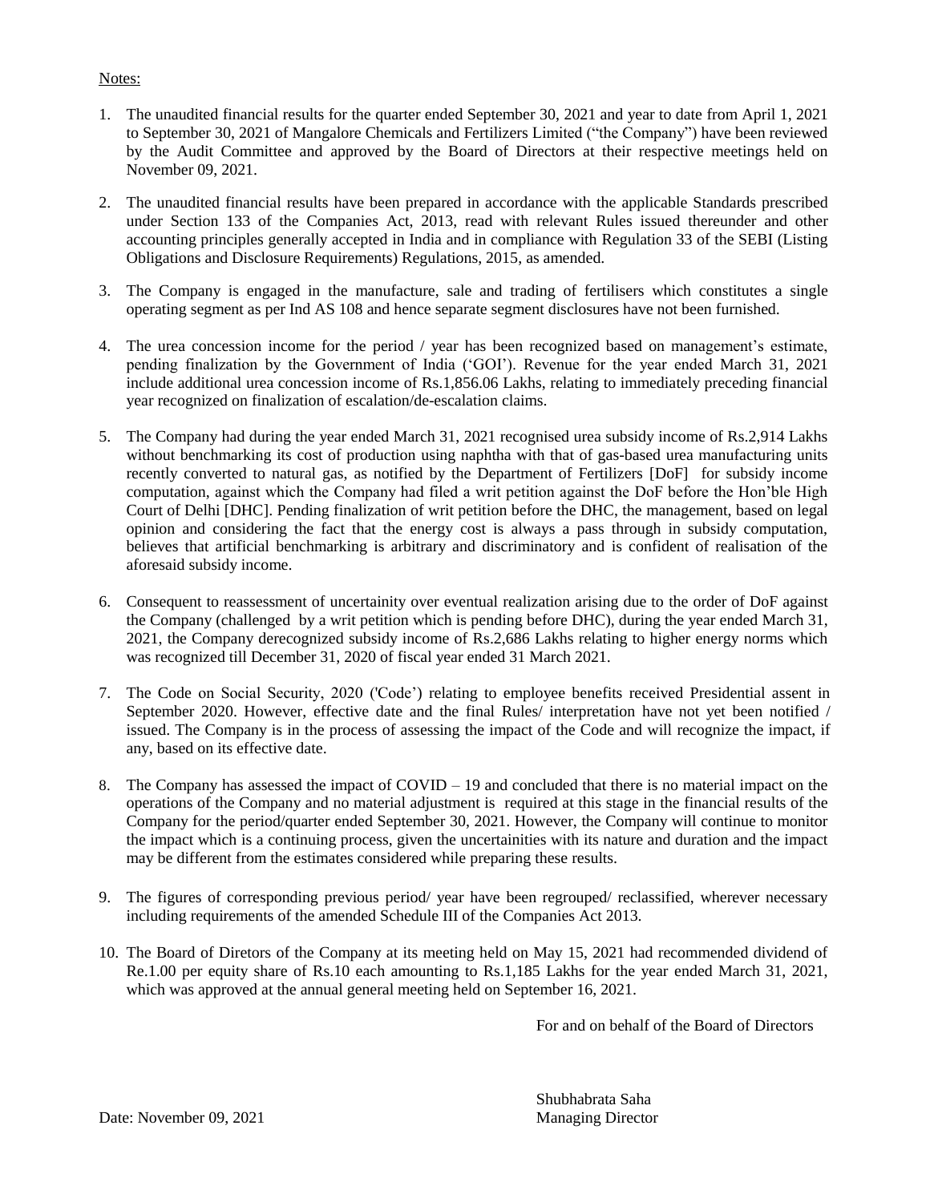Notes:

1. The unaudited financial results for the quarter ended September 30, 2021 and year to date from April 1, 2021 to September 30, 2021 of Mangalore Chemicals and Fertilizers Limited ("the Company") have been reviewed by the Audit Committee and approved by the Board of Directors at their respective meetings held on November 09, 2021.

2. The unaudited financial results have been prepared in accordance with the applicable Standards prescribed under Section 133 of the Companies Act, 2013, read with relevant Rules issued thereunder and other accounting principles generally accepted in India and in compliance with Regulation 33 of the SEBI (Listing Obligations and Disclosure Requirements) Regulations, 2015, as amended.

3. The Company is engaged in the manufacture, sale and trading of fertilisers which constitutes a single operating segment as per Ind AS 108 and hence separate segment disclosures have not been furnished.

4. The urea concession income for the period / year has been recognized based on management's estimate, pending finalization by the Government of India ('GOI'). Revenue for the year ended March 31, 2021 include additional urea concession income of Rs.1,856.06 Lakhs, relating to immediately preceding financial year recognized on finalization of escalation/de-escalation claims.

5. The Company had during the year ended March 31, 2021 recognised urea subsidy income of Rs.2,914 Lakhs without benchmarking its cost of production using naphtha with that of gas-based urea manufacturing units recently converted to natural gas, as notified by the Department of Fertilizers [DoF] for subsidy income computation, against which the Company had filed a writ petition against the DoF before the Hon'ble High Court of Delhi [DHC]. Pending finalization of writ petition before the DHC, the management, based on legal opinion and considering the fact that the energy cost is always a pass through in subsidy computation, believes that artificial benchmarking is arbitrary and discriminatory and is confident of realisation of the aforesaid subsidy income.

6. Consequent to reassessment of uncertainity over eventual realization arising due to the order of DoF against the Company (challenged by a writ petition which is pending before DHC), during the year ended March 31, 2021, the Company derecognized subsidy income of Rs.2,686 Lakhs relating to higher energy norms which was recognized till December 31, 2020 of fiscal year ended 31 March 2021.

7. The Code on Social Security, 2020 ('Code') relating to employee benefits received Presidential assent in September 2020. However, effective date and the final Rules/ interpretation have not yet been notified / issued. The Company is in the process of assessing the impact of the Code and will recognize the impact, if any, based on its effective date.

8. The Company has assessed the impact of COVID – 19 and concluded that there is no material impact on the operations of the Company and no material adjustment is required at this stage in the financial results of the Company for the period/quarter ended September 30, 2021. However, the Company will continue to monitor the impact which is a continuing process, given the uncertainities with its nature and duration and the impact may be different from the estimates considered while preparing these results.

9. The figures of corresponding previous period/ year have been regrouped/ reclassified, wherever necessary including requirements of the amended Schedule III of the Companies Act 2013.

10. The Board of Diretors of the Company at its meeting held on May 15, 2021 had recommended dividend of Re.1.00 per equity share of Rs.10 each amounting to Rs.1,185 Lakhs for the year ended March 31, 2021, which was approved at the annual general meeting held on September 16, 2021.

For and on behalf of the Board of Directors

Shubhabrata Saha
Managing Director

Date: November 09, 2021